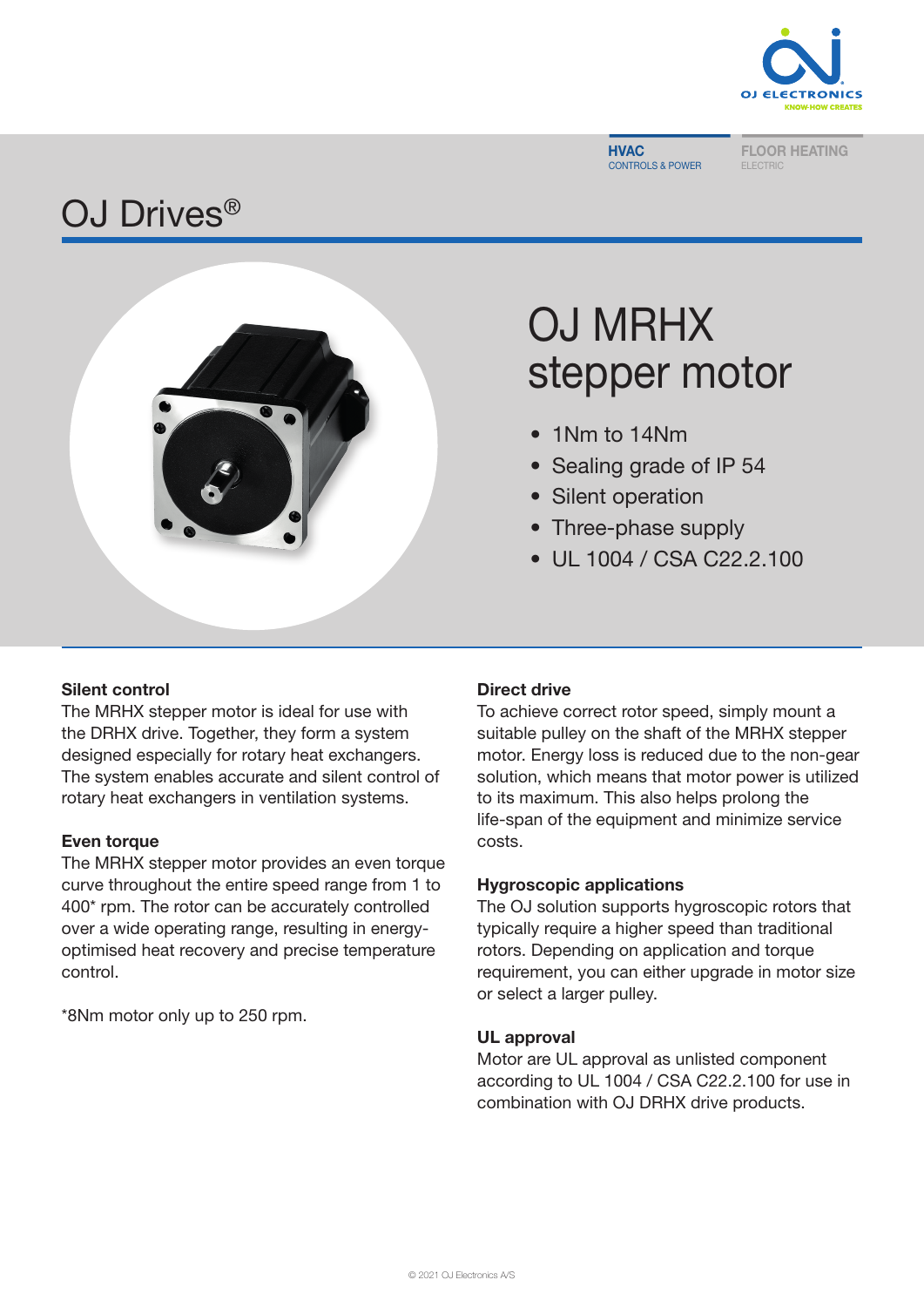HVAC
CONTROLS & POWER

FLOOR HEATING
ELECTRIC

# OJ Drives®

## OJ MRHX stepper motor

- 1Nm to 14Nm
- Sealing grade of IP 54
- Silent operation
- Three-phase supply
- UL 1004 / CSA C22.2.100

**Silent control**
The MRHX stepper motor is ideal for use with the DRHX drive. Together, they form a system designed especially for rotary heat exchangers. The system enables accurate and silent control of rotary heat exchangers in ventilation systems.

**Even torque**
The MRHX stepper motor provides an even torque curve throughout the entire speed range from 1 to 400* rpm. The rotor can be accurately controlled over a wide operating range, resulting in energy-optimised heat recovery and precise temperature control.

*8Nm motor only up to 250 rpm.

**Direct drive**
To achieve correct rotor speed, simply mount a suitable pulley on the shaft of the MRHX stepper motor. Energy loss is reduced due to the non-gear solution, which means that motor power is utilized to its maximum. This also helps prolong the life-span of the equipment and minimize service costs.

**Hygroscopic applications**
The OJ solution supports hygroscopic rotors that typically require a higher speed than traditional rotors. Depending on application and torque requirement, you can either upgrade in motor size or select a larger pulley.

**UL approval**
Motor are UL approval as unlisted component according to UL 1004 / CSA C22.2.100 for use in combination with OJ DRHX drive products.

© 2021 OJ Electronics A/S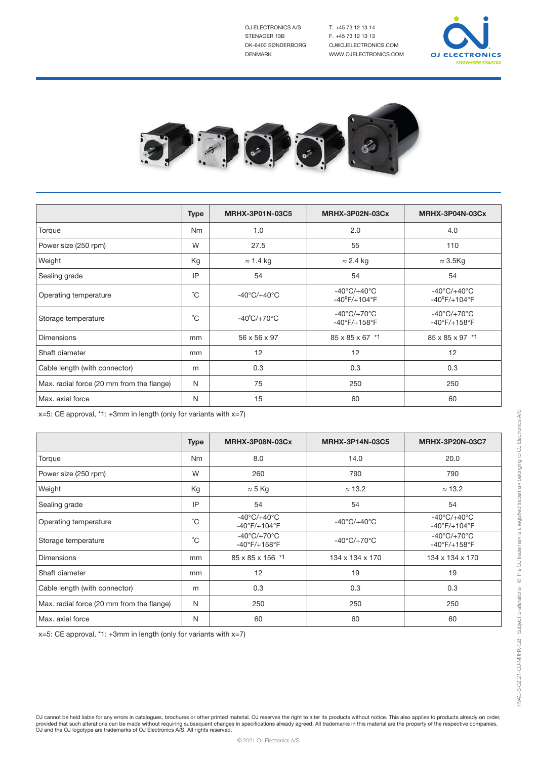OJ ELECTRONICS A/S
STENAGER 13B
DK-6400 SØNDERBORG
DENMARK

T. +45 73 12 13 14
F. +45 73 12 13 13
OJ@OJELECTRONICS.COM
WWW.OJELECTRONICS.COM

| | Type | MRHX-3P01N-03C5 | MRHX-3P02N-03Cx | MRHX-3P04N-03Cx |
|---|---|---|---|---|
| Torque | Nm | 1.0 | 2.0 | 4.0 |
| Power size (250 rpm) | W | 27.5 | 55 | 110 |
| Weight | Kg | ≈ 1.4 kg | ≈ 2.4 kg | ≈ 3.5Kg |
| Sealing grade | IP | 54 | 54 | 54 |
| Operating temperature | ˚C | -40˚C/+40°C | -40°C/+40°C<br>-40⁰F/+104°F | -40°C/+40°C<br>-40⁰F/+104°F |
| Storage temperature | ˚C | -40˚C/+70°C | -40°C/+70°C<br>-40°F/+158°F | -40°C/+70°C<br>-40°F/+158°F |
| Dimensions | mm | 56 x 56 x 97 | 85 x 85 x 67 *1 | 85 x 85 x 97 *1 |
| Shaft diameter | mm | 12 | 12 | 12 |
| Cable length (with connector) | m | 0.3 | 0.3 | 0.3 |
| Max. radial force (20 mm from the flange) | N | 75 | 250 | 250 |
| Max. axial force | N | 15 | 60 | 60 |

x=5: CE approval, *1: +3mm in length (only for variants with x=7)

| | Type | MRHX-3P08N-03Cx | MRHX-3P14N-03C5 | MRHX-3P20N-03C7 |
|---|---|---|---|---|
| Torque | Nm | 8.0 | 14.0 | 20.0 |
| Power size (250 rpm) | W | 260 | 790 | 790 |
| Weight | Kg | ≈ 5 Kg | ≈ 13.2 | ≈ 13.2 |
| Sealing grade | IP | 54 | 54 | 54 |
| Operating temperature | ˚C | -40°C/+40°C<br>-40°F/+104°F | -40°C/+40°C | -40°C/+40°C<br>-40°F/+104°F |
| Storage temperature | ˚C | -40°C/+70°C<br>-40°F/+158°F | -40°C/+70°C | -40°C/+70°C<br>-40°F/+158°F |
| Dimensions | mm | 85 x 85 x 156 *1 | 134 x 134 x 170 | 134 x 134 x 170 |
| Shaft diameter | mm | 12 | 19 | 19 |
| Cable length (with connector) | m | 0.3 | 0.3 | 0.3 |
| Max. radial force (20 mm from the flange) | N | 250 | 250 | 250 |
| Max. axial force | N | 60 | 60 | 60 |

x=5: CE approval, *1: +3mm in length (only for variants with x=7)

HVAC-3-02.21-OJ-MRHX-GB - Subject to alterations - ® The OJ trademark is a registered trademark belonging to OJ Electronics A/S

OJ cannot be held liable for any errors in catalogues, brochures or other printed material. OJ reserves the right to alter its products without notice. This also applies to products already on order, provided that such alterations can be made without requiring subsequent changes in specifications already agreed. All trademarks in this material are the property of the respective companies. OJ and the OJ logotype are trademarks of OJ Electronics A/S. All rights reserved.

© 2021 OJ Electronics A/S